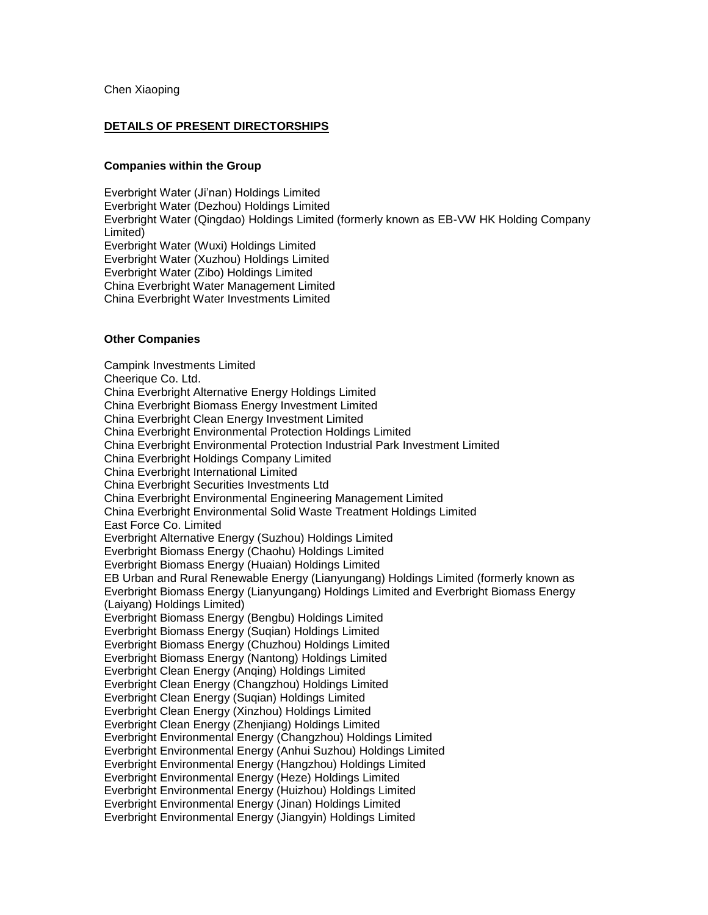Chen Xiaoping

## DETAILS OF PRESENT DIRECTORSHIPS

### Companies within the Group

Everbright Water (Ji'nan) Holdings Limited
Everbright Water (Dezhou) Holdings Limited
Everbright Water (Qingdao) Holdings Limited (formerly known as EB-VW HK Holding Company Limited)
Everbright Water (Wuxi) Holdings Limited
Everbright Water (Xuzhou) Holdings Limited
Everbright Water (Zibo) Holdings Limited
China Everbright Water Management Limited
China Everbright Water Investments Limited

### Other Companies

Campink Investments Limited
Cheerique Co. Ltd.
China Everbright Alternative Energy Holdings Limited
China Everbright Biomass Energy Investment Limited
China Everbright Clean Energy Investment Limited
China Everbright Environmental Protection Holdings Limited
China Everbright Environmental Protection Industrial Park Investment Limited
China Everbright Holdings Company Limited
China Everbright International Limited
China Everbright Securities Investments Ltd
China Everbright Environmental Engineering Management Limited
China Everbright Environmental Solid Waste Treatment Holdings Limited
East Force Co. Limited
Everbright Alternative Energy (Suzhou) Holdings Limited
Everbright Biomass Energy (Chaohu) Holdings Limited
Everbright Biomass Energy (Huaian) Holdings Limited
EB Urban and Rural Renewable Energy (Lianyungang) Holdings Limited (formerly known as Everbright Biomass Energy (Lianyungang) Holdings Limited and Everbright Biomass Energy (Laiyang) Holdings Limited)
Everbright Biomass Energy (Bengbu) Holdings Limited
Everbright Biomass Energy (Suqian) Holdings Limited
Everbright Biomass Energy (Chuzhou) Holdings Limited
Everbright Biomass Energy (Nantong) Holdings Limited
Everbright Clean Energy (Anqing) Holdings Limited
Everbright Clean Energy (Changzhou) Holdings Limited
Everbright Clean Energy (Suqian) Holdings Limited
Everbright Clean Energy (Xinzhou) Holdings Limited
Everbright Clean Energy (Zhenjiang) Holdings Limited
Everbright Environmental Energy (Changzhou) Holdings Limited
Everbright Environmental Energy (Anhui Suzhou) Holdings Limited
Everbright Environmental Energy (Hangzhou) Holdings Limited
Everbright Environmental Energy (Heze) Holdings Limited
Everbright Environmental Energy (Huizhou) Holdings Limited
Everbright Environmental Energy (Jinan) Holdings Limited
Everbright Environmental Energy (Jiangyin) Holdings Limited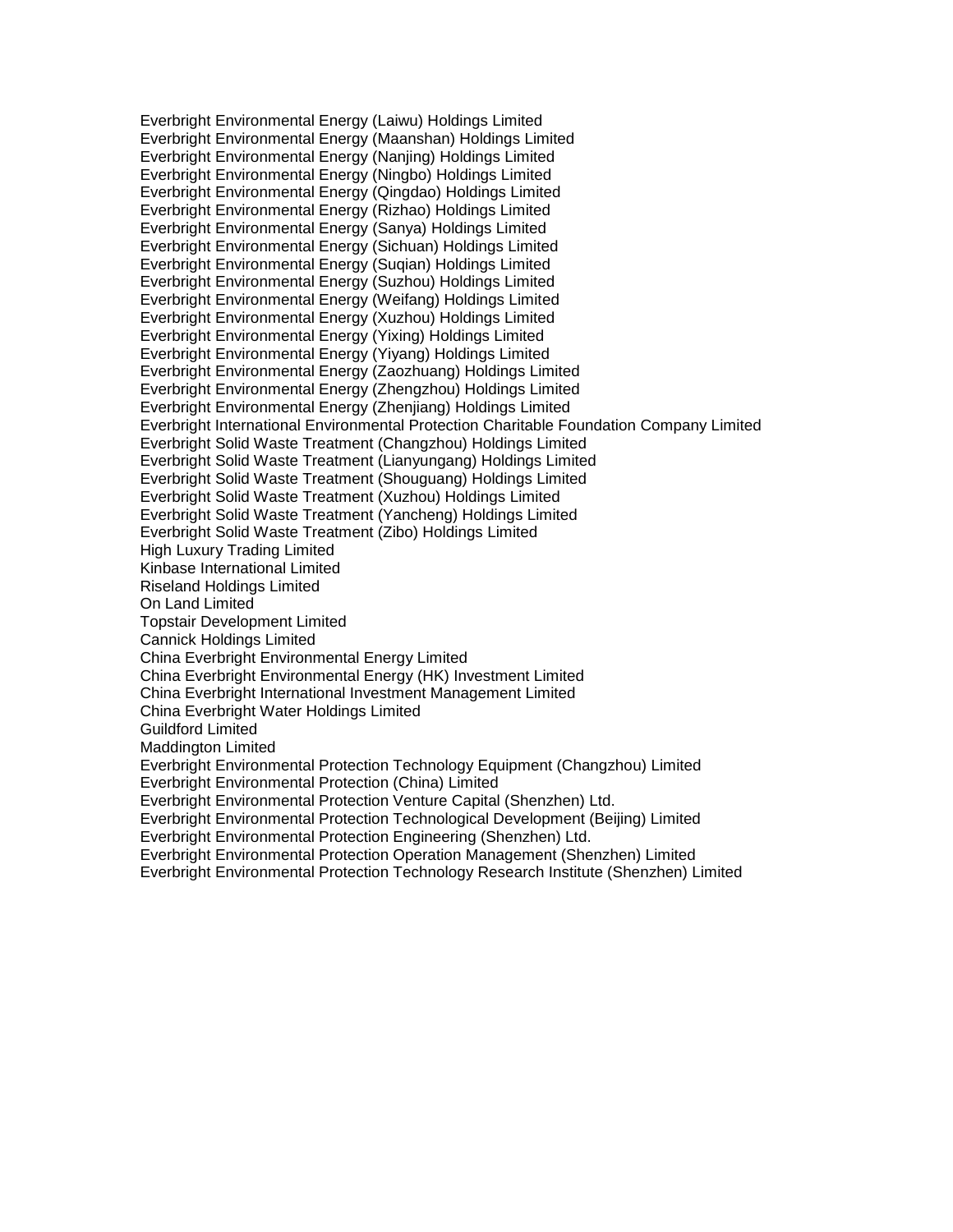Everbright Environmental Energy (Laiwu) Holdings Limited
Everbright Environmental Energy (Maanshan) Holdings Limited
Everbright Environmental Energy (Nanjing) Holdings Limited
Everbright Environmental Energy (Ningbo) Holdings Limited
Everbright Environmental Energy (Qingdao) Holdings Limited
Everbright Environmental Energy (Rizhao) Holdings Limited
Everbright Environmental Energy (Sanya) Holdings Limited
Everbright Environmental Energy (Sichuan) Holdings Limited
Everbright Environmental Energy (Suqian) Holdings Limited
Everbright Environmental Energy (Suzhou) Holdings Limited
Everbright Environmental Energy (Weifang) Holdings Limited
Everbright Environmental Energy (Xuzhou) Holdings Limited
Everbright Environmental Energy (Yixing) Holdings Limited
Everbright Environmental Energy (Yiyang) Holdings Limited
Everbright Environmental Energy (Zaozhuang) Holdings Limited
Everbright Environmental Energy (Zhengzhou) Holdings Limited
Everbright Environmental Energy (Zhenjiang) Holdings Limited
Everbright International Environmental Protection Charitable Foundation Company Limited
Everbright Solid Waste Treatment (Changzhou) Holdings Limited
Everbright Solid Waste Treatment (Lianyungang) Holdings Limited
Everbright Solid Waste Treatment (Shouguang) Holdings Limited
Everbright Solid Waste Treatment (Xuzhou) Holdings Limited
Everbright Solid Waste Treatment (Yancheng) Holdings Limited
Everbright Solid Waste Treatment (Zibo) Holdings Limited
High Luxury Trading Limited
Kinbase International Limited
Riseland Holdings Limited
On Land Limited
Topstair Development Limited
Cannick Holdings Limited
China Everbright Environmental Energy Limited
China Everbright Environmental Energy (HK) Investment Limited
China Everbright International Investment Management Limited
China Everbright Water Holdings Limited
Guildford Limited
Maddington Limited
Everbright Environmental Protection Technology Equipment (Changzhou) Limited
Everbright Environmental Protection (China) Limited
Everbright Environmental Protection Venture Capital (Shenzhen) Ltd.
Everbright Environmental Protection Technological Development (Beijing) Limited
Everbright Environmental Protection Engineering (Shenzhen) Ltd.
Everbright Environmental Protection Operation Management (Shenzhen) Limited
Everbright Environmental Protection Technology Research Institute (Shenzhen) Limited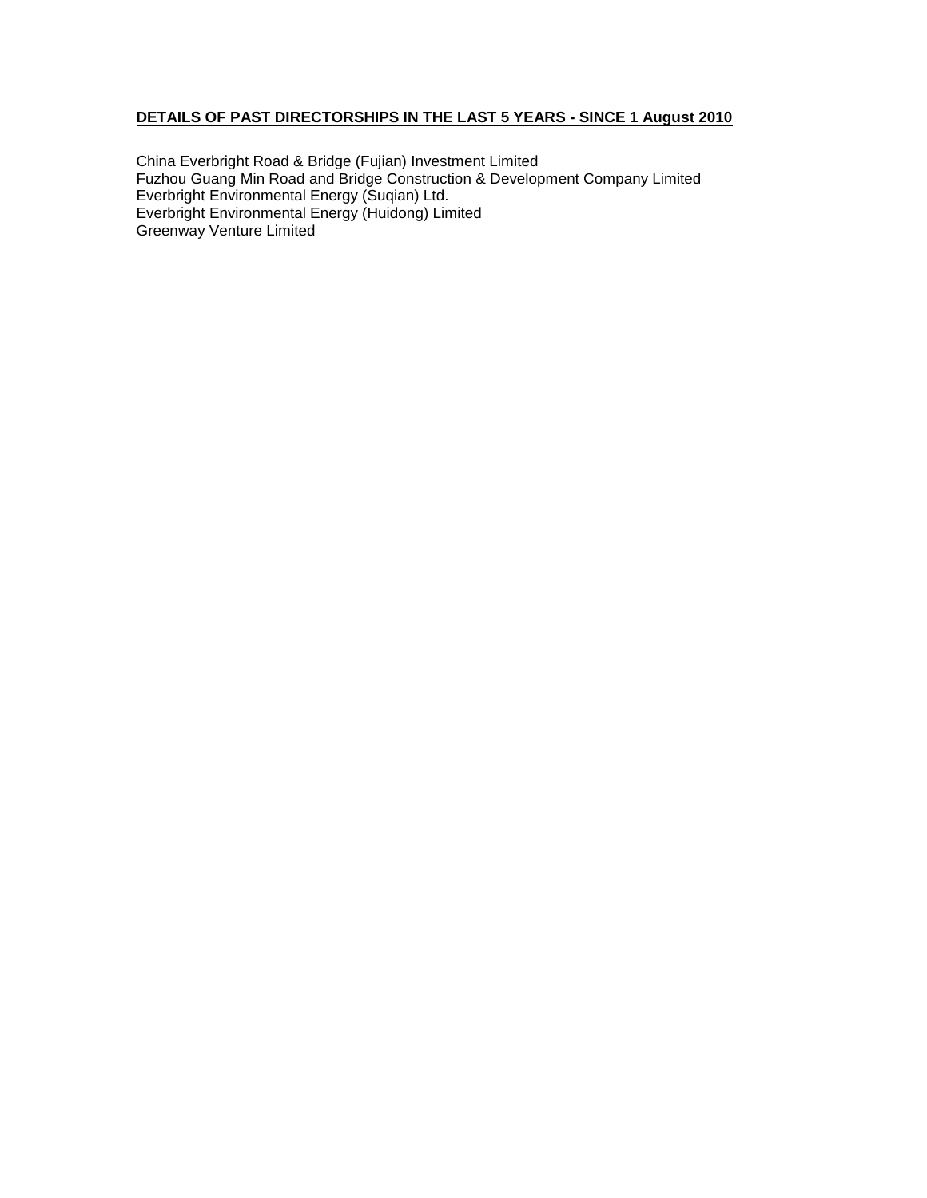**DETAILS OF PAST DIRECTORSHIPS IN THE LAST 5 YEARS - SINCE 1 August 2010**

China Everbright Road & Bridge (Fujian) Investment Limited
Fuzhou Guang Min Road and Bridge Construction & Development Company Limited
Everbright Environmental Energy (Suqian) Ltd.
Everbright Environmental Energy (Huidong) Limited
Greenway Venture Limited